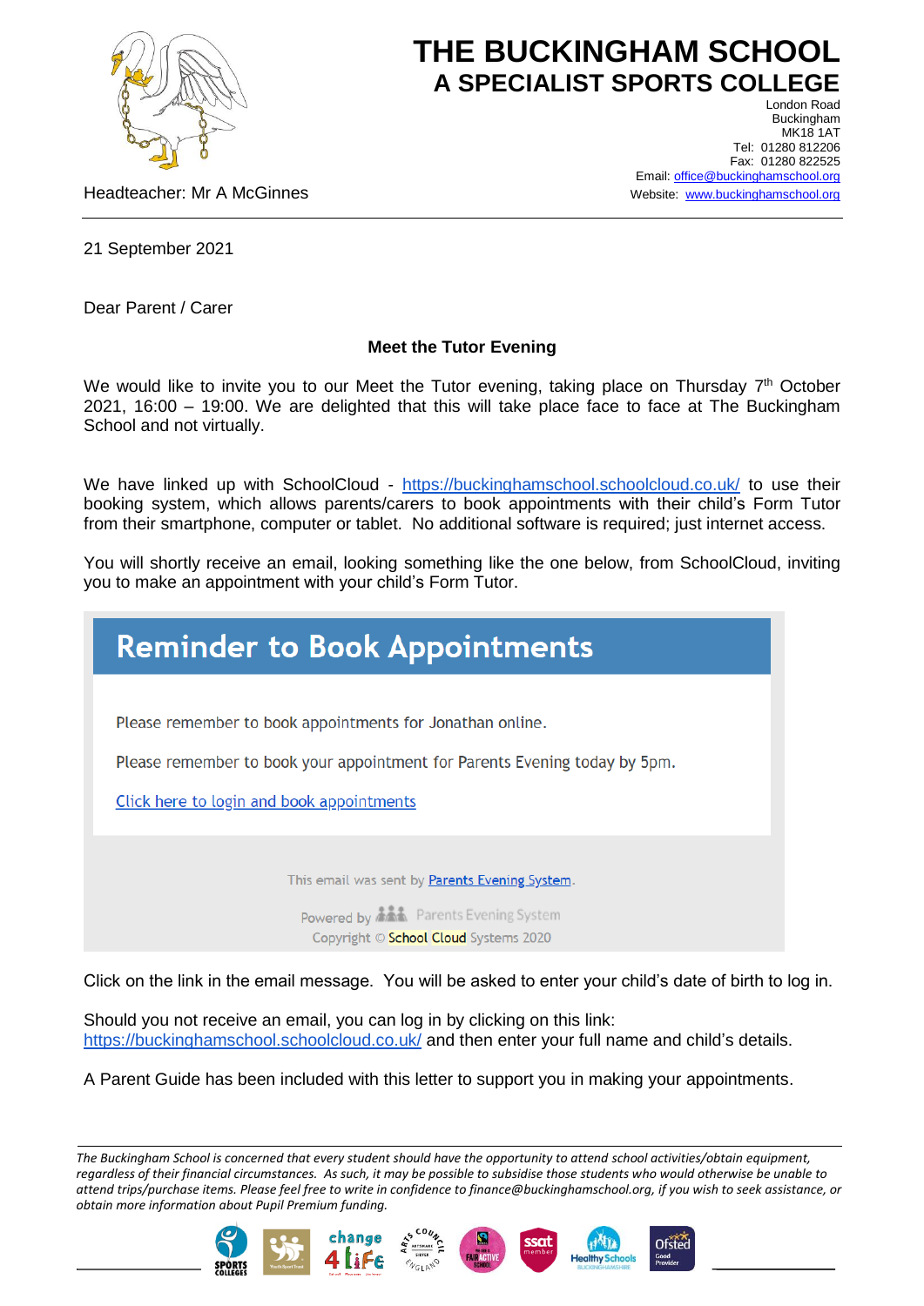# THE BUCKINGHAM SCHOOL
## A SPECIALIST SPORTS COLLEGE

London Road
Buckingham
MK18 1AT
Tel: 01280 812206
Fax: 01280 822525
Email: office@buckinghamschool.org
Website: www.buckinghamschool.org

Headteacher: Mr A McGinnes

21 September 2021

Dear Parent / Carer

**Meet the Tutor Evening**

We would like to invite you to our Meet the Tutor evening, taking place on Thursday 7th October 2021, 16:00 – 19:00. We are delighted that this will take place face to face at The Buckingham School and not virtually.

We have linked up with SchoolCloud - https://buckinghamschool.schoolcloud.co.uk/ to use their booking system, which allows parents/carers to book appointments with their child's Form Tutor from their smartphone, computer or tablet. No additional software is required; just internet access.

You will shortly receive an email, looking something like the one below, from SchoolCloud, inviting you to make an appointment with your child's Form Tutor.

> **Reminder to Book Appointments**
>
> Please remember to book appointments for Jonathan online.
>
> Please remember to book your appointment for Parents Evening today by 5pm.
>
> Click here to login and book appointments
>
> This email was sent by Parents Evening System.
>
> Powered by Parents Evening System
> Copyright © School Cloud Systems 2020

Click on the link in the email message. You will be asked to enter your child's date of birth to log in.

Should you not receive an email, you can log in by clicking on this link:
https://buckinghamschool.schoolcloud.co.uk/ and then enter your full name and child's details.

A Parent Guide has been included with this letter to support you in making your appointments.

*The Buckingham School is concerned that every student should have the opportunity to attend school activities/obtain equipment, regardless of their financial circumstances. As such, it may be possible to subsidise those students who would otherwise be unable to attend trips/purchase items. Please feel free to write in confidence to finance@buckinghamschool.org, if you wish to seek assistance, or obtain more information about Pupil Premium funding.*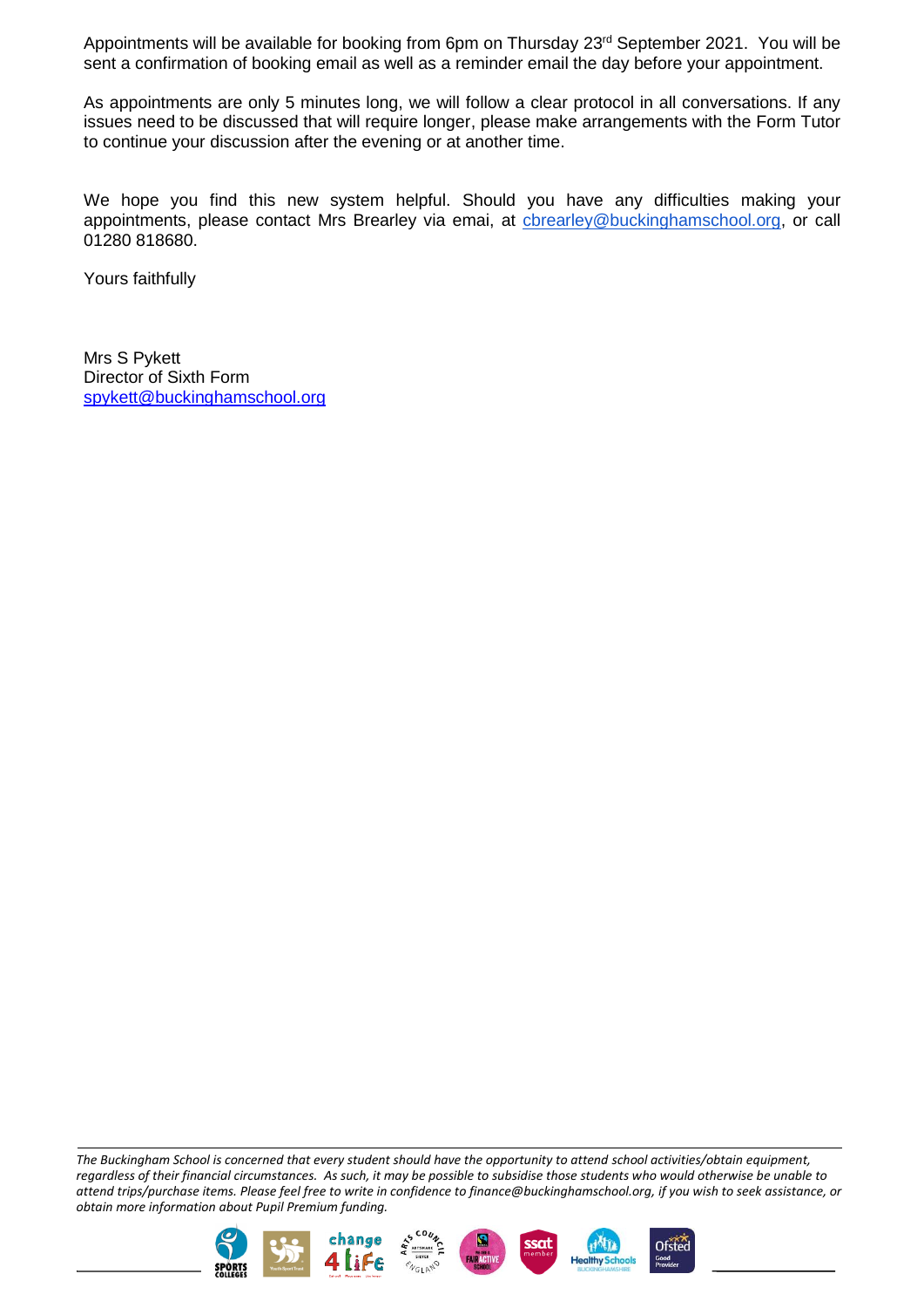Appointments will be available for booking from 6pm on Thursday 23rd September 2021. You will be sent a confirmation of booking email as well as a reminder email the day before your appointment.

As appointments are only 5 minutes long, we will follow a clear protocol in all conversations. If any issues need to be discussed that will require longer, please make arrangements with the Form Tutor to continue your discussion after the evening or at another time.

We hope you find this new system helpful. Should you have any difficulties making your appointments, please contact Mrs Brearley via emai, at cbrearley@buckinghamschool.org, or call 01280 818680.

Yours faithfully

Mrs S Pykett
Director of Sixth Form
spykett@buckinghamschool.org

*The Buckingham School is concerned that every student should have the opportunity to attend school activities/obtain equipment, regardless of their financial circumstances. As such, it may be possible to subsidise those students who would otherwise be unable to attend trips/purchase items. Please feel free to write in confidence to finance@buckinghamschool.org, if you wish to seek assistance, or obtain more information about Pupil Premium funding.*